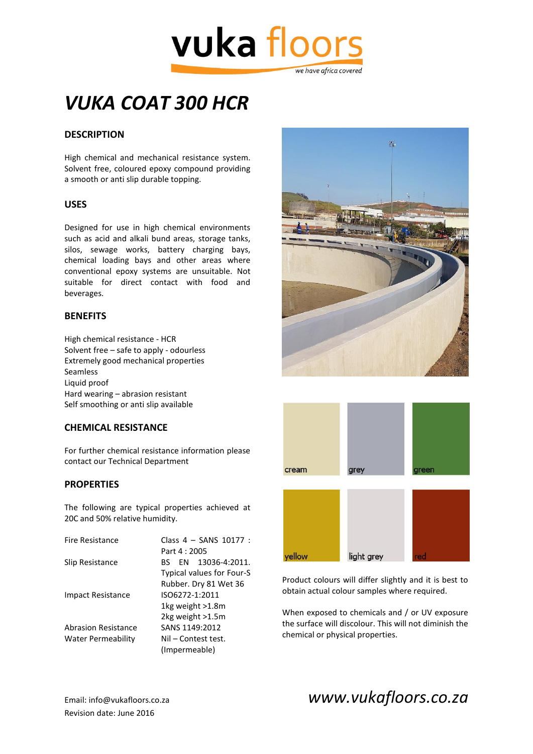# VUKA COAT 300 HCR

## DESCRIPTION

High chemical and mechanical resistance system. Solvent free, coloured epoxy compound providing a smooth or anti slip durable topping.

## USES

Designed for use in high chemical environments such as acid and alkali bund areas, storage tanks, silos, sewage works, battery charging bays, chemical loading bays and other areas where conventional epoxy systems are unsuitable. Not suitable for direct contact with food and beverages.

## BENEFITS

High chemical resistance - HCR
Solvent free – safe to apply - odourless
Extremely good mechanical properties
Seamless
Liquid proof
Hard wearing – abrasion resistant
Self smoothing or anti slip available

## CHEMICAL RESISTANCE

For further chemical resistance information please contact our Technical Department

## PROPERTIES

The following are typical properties achieved at 20C and 50% relative humidity.

| | |
|---|---|
| Fire Resistance | Class 4 – SANS 10177 : Part 4 : 2005 |
| Slip Resistance | BS EN 13036-4:2011. Typical values for Four-S Rubber. Dry 81 Wet 36 |
| Impact Resistance | ISO6272-1:2011<br>1kg weight >1.8m<br>2kg weight >1.5m |
| Abrasion Resistance | SANS 1149:2012 |
| Water Permeability | Nil – Contest test. (Impermeable) |

cream | grey | green | yellow | light grey | red

Product colours will differ slightly and it is best to obtain actual colour samples where required.

When exposed to chemicals and / or UV exposure the surface will discolour. This will not diminish the chemical or physical properties.

Email: info@vukafloors.co.za
Revision date: June 2016

*www.vukafloors.co.za*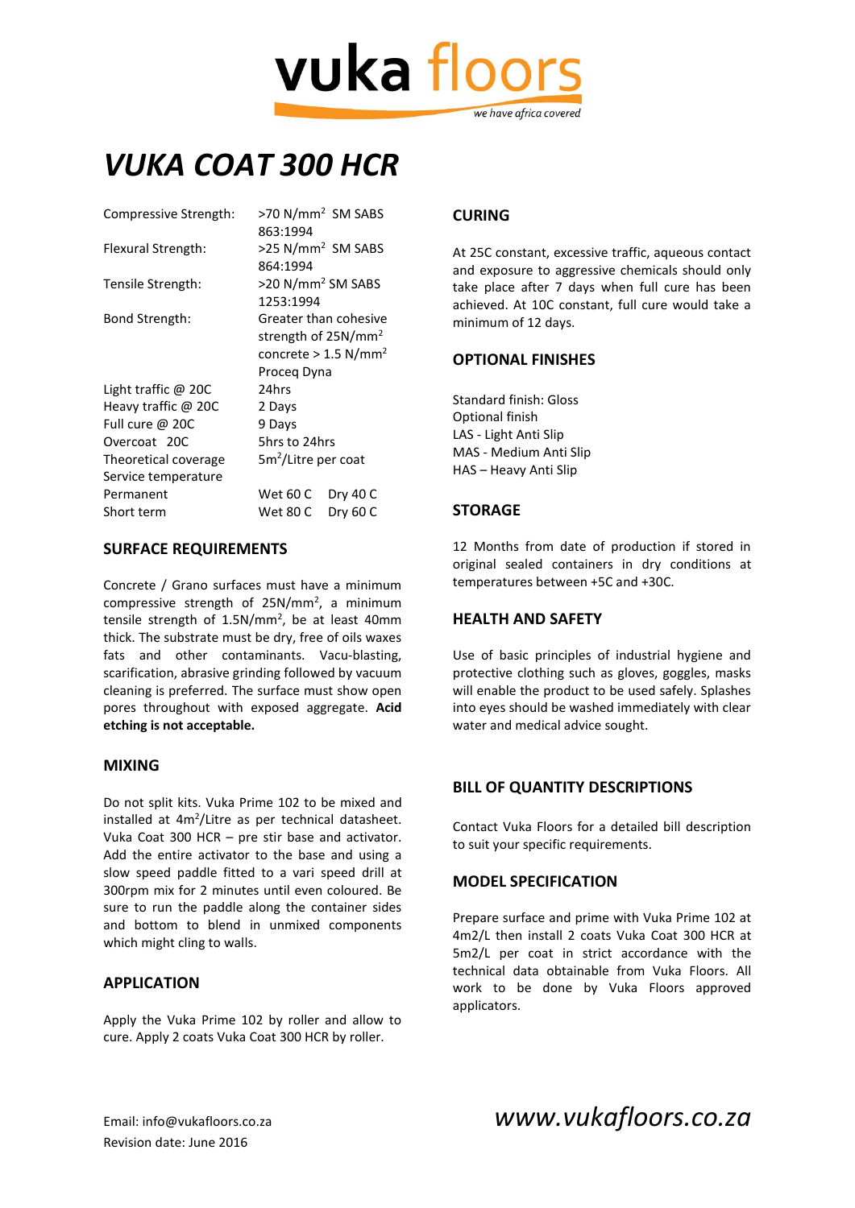vuka floors

*we have africa covered*

# *VUKA COAT 300 HCR*

| | |
|---|---|
| Compressive Strength: | >70 N/mm$^2$ SM SABS 863:1994 |
| Flexural Strength: | >25 N/mm$^2$ SM SABS 864:1994 |
| Tensile Strength: | >20 N/mm$^2$ SM SABS 1253:1994 |
| Bond Strength: | Greater than cohesive strength of 25N/mm$^2$ concrete > 1.5 N/mm$^2$ Proceq Dyna |
| Light traffic @ 20C | 24hrs |
| Heavy traffic @ 20C | 2 Days |
| Full cure @ 20C | 9 Days |
| Overcoat 20C | 5hrs to 24hrs |
| Theoretical coverage | 5m$^2$/Litre per coat |
| Service temperature | |
| Permanent | Wet 60 C Dry 40 C |
| Short term | Wet 80 C Dry 60 C |

## SURFACE REQUIREMENTS

Concrete / Grano surfaces must have a minimum compressive strength of 25N/mm$^2$, a minimum tensile strength of 1.5N/mm$^2$, be at least 40mm thick. The substrate must be dry, free of oils waxes fats and other contaminants. Vacu-blasting, scarification, abrasive grinding followed by vacuum cleaning is preferred. The surface must show open pores throughout with exposed aggregate. **Acid etching is not acceptable.**

## MIXING

Do not split kits. Vuka Prime 102 to be mixed and installed at 4m$^2$/Litre as per technical datasheet. Vuka Coat 300 HCR – pre stir base and activator. Add the entire activator to the base and using a slow speed paddle fitted to a vari speed drill at 300rpm mix for 2 minutes until even coloured. Be sure to run the paddle along the container sides and bottom to blend in unmixed components which might cling to walls.

## APPLICATION

Apply the Vuka Prime 102 by roller and allow to cure. Apply 2 coats Vuka Coat 300 HCR by roller.

## CURING

At 25C constant, excessive traffic, aqueous contact and exposure to aggressive chemicals should only take place after 7 days when full cure has been achieved. At 10C constant, full cure would take a minimum of 12 days.

## OPTIONAL FINISHES

Standard finish: Gloss
Optional finish
LAS - Light Anti Slip
MAS - Medium Anti Slip
HAS – Heavy Anti Slip

## STORAGE

12 Months from date of production if stored in original sealed containers in dry conditions at temperatures between +5C and +30C.

## HEALTH AND SAFETY

Use of basic principles of industrial hygiene and protective clothing such as gloves, goggles, masks will enable the product to be used safely. Splashes into eyes should be washed immediately with clear water and medical advice sought.

## BILL OF QUANTITY DESCRIPTIONS

Contact Vuka Floors for a detailed bill description to suit your specific requirements.

## MODEL SPECIFICATION

Prepare surface and prime with Vuka Prime 102 at 4m2/L then install 2 coats Vuka Coat 300 HCR at 5m2/L per coat in strict accordance with the technical data obtainable from Vuka Floors. All work to be done by Vuka Floors approved applicators.

Email: info@vukafloors.co.za
Revision date: June 2016

*www.vukafloors.co.za*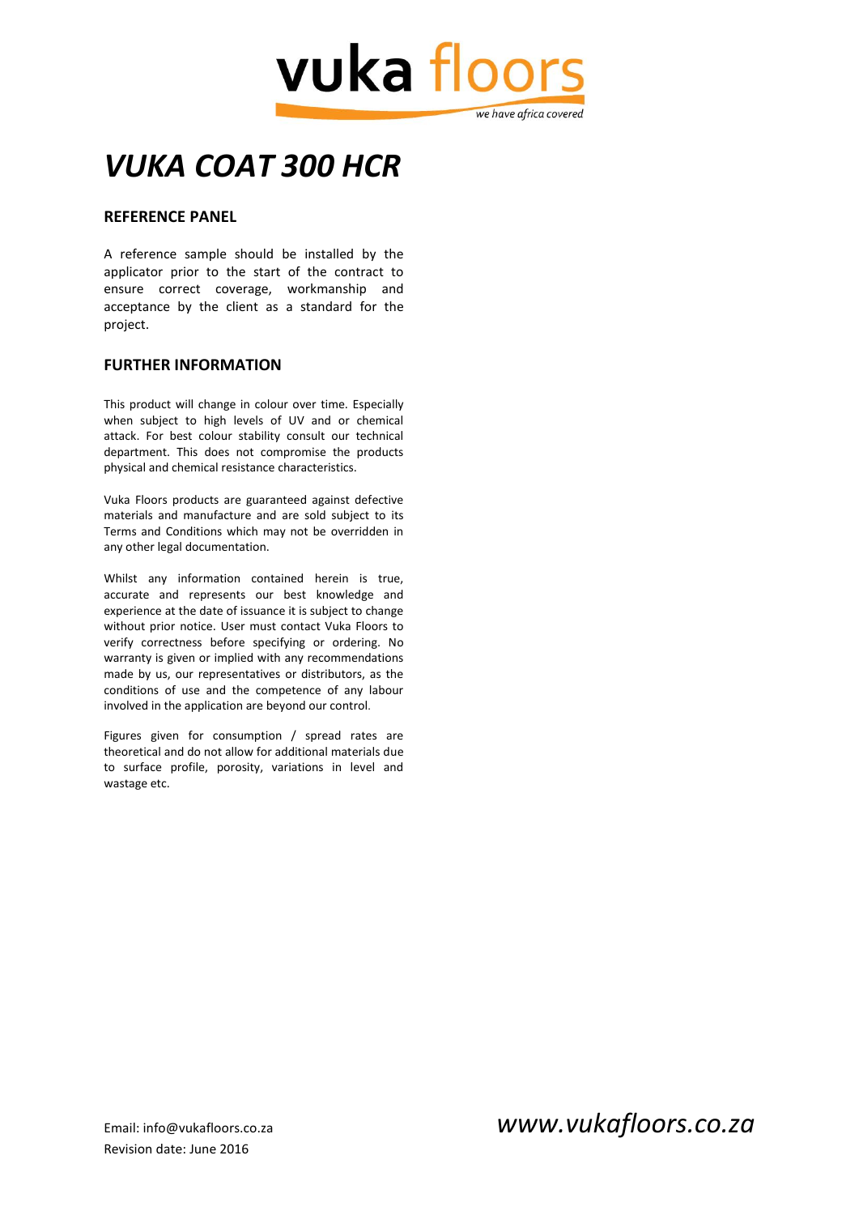# *VUKA COAT 300 HCR*

## REFERENCE PANEL

A reference sample should be installed by the applicator prior to the start of the contract to ensure correct coverage, workmanship and acceptance by the client as a standard for the project.

## FURTHER INFORMATION

This product will change in colour over time. Especially when subject to high levels of UV and or chemical attack. For best colour stability consult our technical department. This does not compromise the products physical and chemical resistance characteristics.

Vuka Floors products are guaranteed against defective materials and manufacture and are sold subject to its Terms and Conditions which may not be overridden in any other legal documentation.

Whilst any information contained herein is true, accurate and represents our best knowledge and experience at the date of issuance it is subject to change without prior notice. User must contact Vuka Floors to verify correctness before specifying or ordering. No warranty is given or implied with any recommendations made by us, our representatives or distributors, as the conditions of use and the competence of any labour involved in the application are beyond our control.

Figures given for consumption / spread rates are theoretical and do not allow for additional materials due to surface profile, porosity, variations in level and wastage etc.

Email: info@vukafloors.co.za
Revision date: June 2016

*www.vukafloors.co.za*